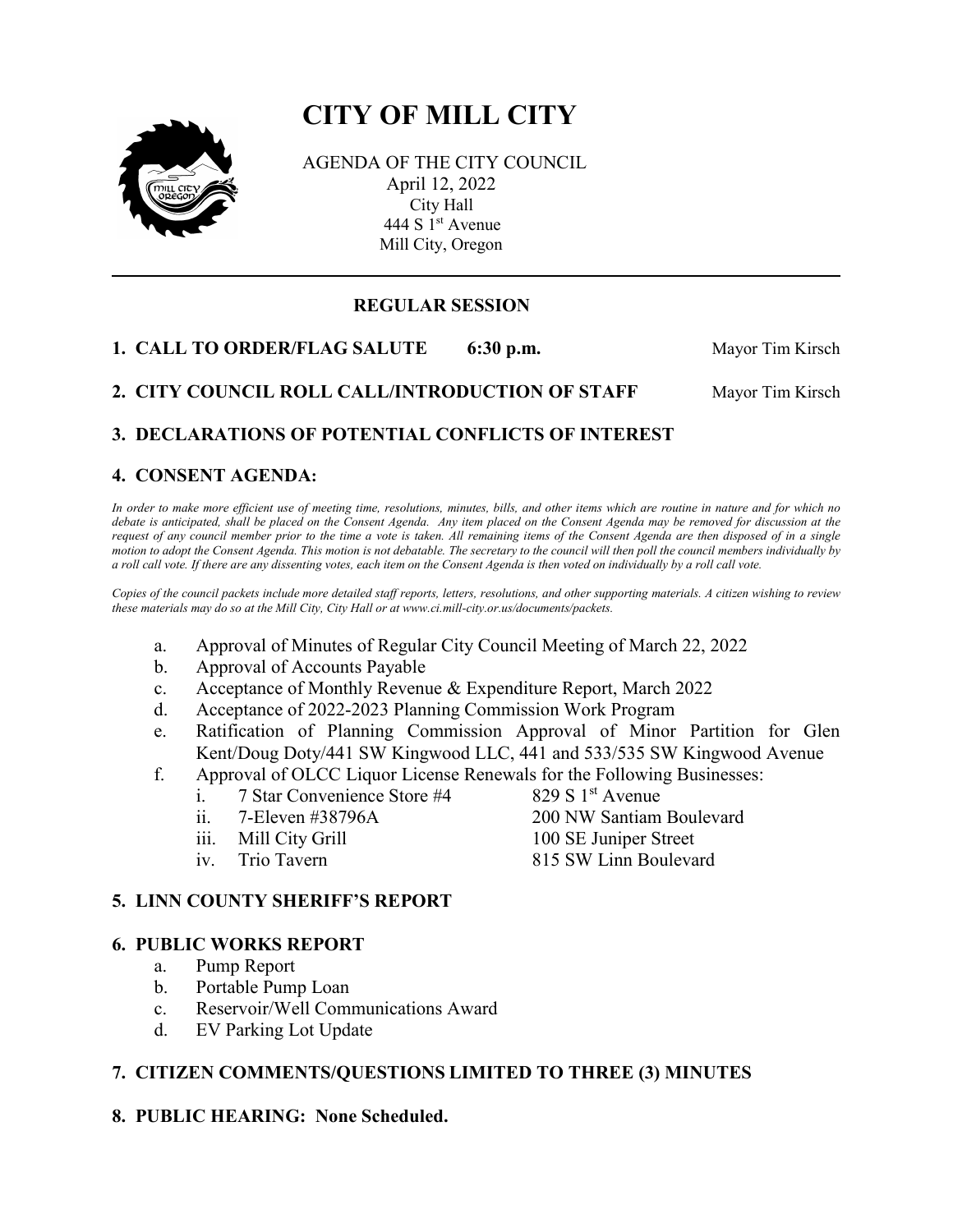# CITY OF MILL CITY

AGENDA OF THE CITY COUNCIL
April 12, 2022
City Hall
444 S 1st Avenue
Mill City, Oregon

---

## REGULAR SESSION

**1. CALL TO ORDER/FLAG SALUTE 6:30 p.m.** Mayor Tim Kirsch

**2. CITY COUNCIL ROLL CALL/INTRODUCTION OF STAFF** Mayor Tim Kirsch

**3. DECLARATIONS OF POTENTIAL CONFLICTS OF INTEREST**

**4. CONSENT AGENDA:**

*In order to make more efficient use of meeting time, resolutions, minutes, bills, and other items which are routine in nature and for which no debate is anticipated, shall be placed on the Consent Agenda. Any item placed on the Consent Agenda may be removed for discussion at the request of any council member prior to the time a vote is taken. All remaining items of the Consent Agenda are then disposed of in a single motion to adopt the Consent Agenda. This motion is not debatable. The secretary to the council will then poll the council members individually by a roll call vote. If there are any dissenting votes, each item on the Consent Agenda is then voted on individually by a roll call vote.*

*Copies of the council packets include more detailed staff reports, letters, resolutions, and other supporting materials. A citizen wishing to review these materials may do so at the Mill City, City Hall or at www.ci.mill-city.or.us/documents/packets.*

a. Approval of Minutes of Regular City Council Meeting of March 22, 2022
b. Approval of Accounts Payable
c. Acceptance of Monthly Revenue & Expenditure Report, March 2022
d. Acceptance of 2022-2023 Planning Commission Work Program
e. Ratification of Planning Commission Approval of Minor Partition for Glen Kent/Doug Doty/441 SW Kingwood LLC, 441 and 533/535 SW Kingwood Avenue
f. Approval of OLCC Liquor License Renewals for the Following Businesses:
   i. 7 Star Convenience Store #4 — 829 S 1st Avenue
   ii. 7-Eleven #38796A — 200 NW Santiam Boulevard
   iii. Mill City Grill — 100 SE Juniper Street
   iv. Trio Tavern — 815 SW Linn Boulevard

**5. LINN COUNTY SHERIFF'S REPORT**

**6. PUBLIC WORKS REPORT**

a. Pump Report
b. Portable Pump Loan
c. Reservoir/Well Communications Award
d. EV Parking Lot Update

**7. CITIZEN COMMENTS/QUESTIONS LIMITED TO THREE (3) MINUTES**

**8. PUBLIC HEARING: None Scheduled.**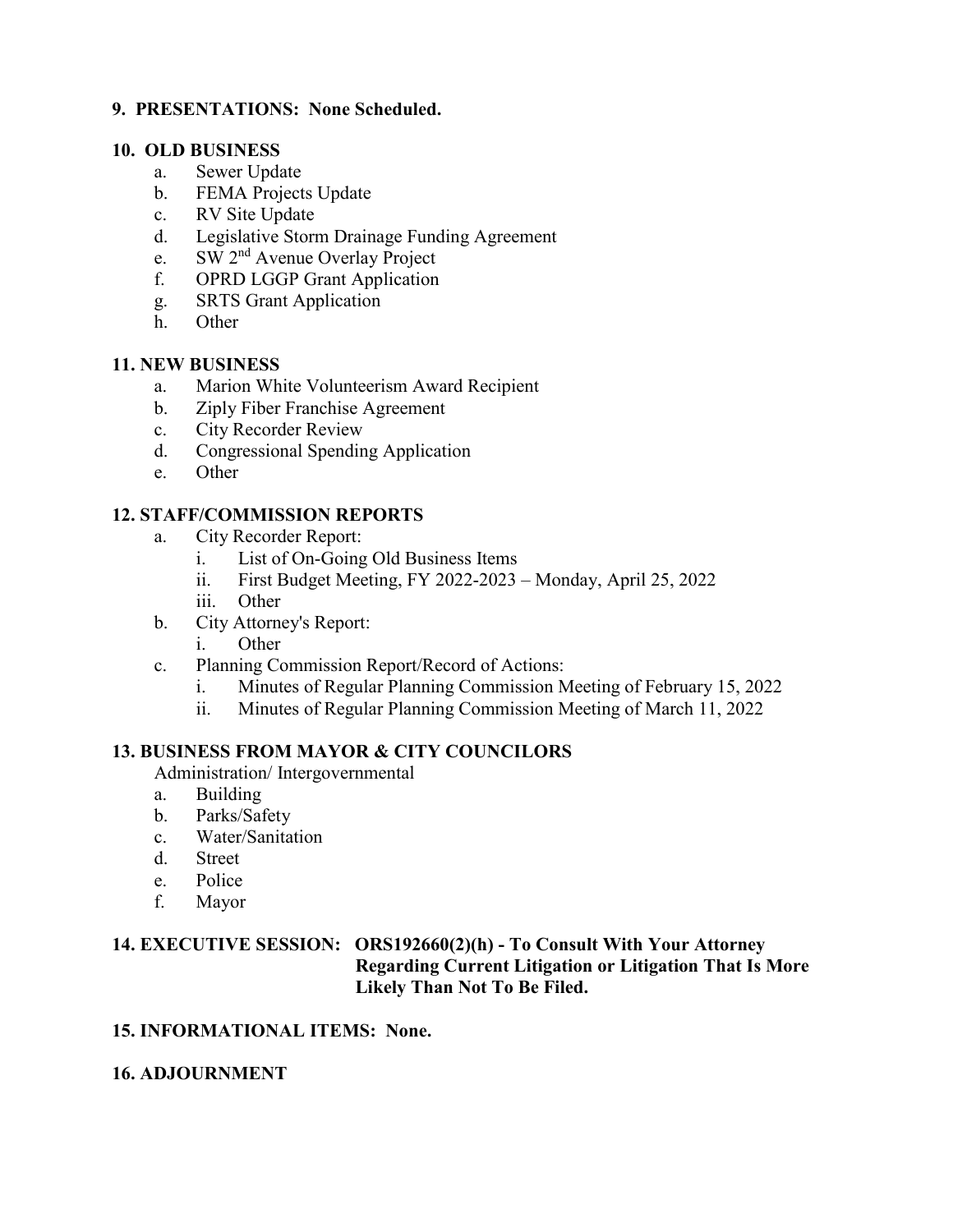**9. PRESENTATIONS: None Scheduled.**

**10. OLD BUSINESS**

a. Sewer Update
b. FEMA Projects Update
c. RV Site Update
d. Legislative Storm Drainage Funding Agreement
e. SW 2nd Avenue Overlay Project
f. OPRD LGGP Grant Application
g. SRTS Grant Application
h. Other

**11. NEW BUSINESS**

a. Marion White Volunteerism Award Recipient
b. Ziply Fiber Franchise Agreement
c. City Recorder Review
d. Congressional Spending Application
e. Other

**12. STAFF/COMMISSION REPORTS**

a. City Recorder Report:
   i. List of On-Going Old Business Items
   ii. First Budget Meeting, FY 2022-2023 – Monday, April 25, 2022
   iii. Other
b. City Attorney's Report:
   i. Other
c. Planning Commission Report/Record of Actions:
   i. Minutes of Regular Planning Commission Meeting of February 15, 2022
   ii. Minutes of Regular Planning Commission Meeting of March 11, 2022

**13. BUSINESS FROM MAYOR & CITY COUNCILORS**

Administration/ Intergovernmental

a. Building
b. Parks/Safety
c. Water/Sanitation
d. Street
e. Police
f. Mayor

**14. EXECUTIVE SESSION: ORS192660(2)(h) - To Consult With Your Attorney Regarding Current Litigation or Litigation That Is More Likely Than Not To Be Filed.**

**15. INFORMATIONAL ITEMS: None.**

**16. ADJOURNMENT**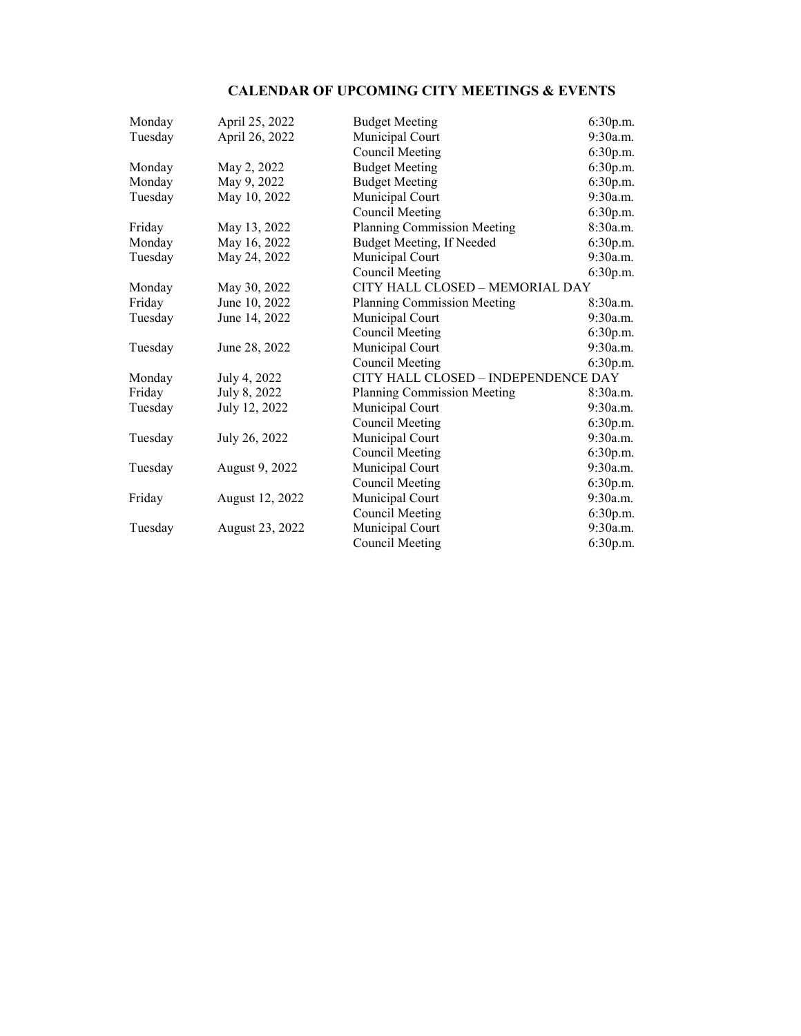## CALENDAR OF UPCOMING CITY MEETINGS & EVENTS

| | | | |
|---|---|---|---|
| Monday | April 25, 2022 | Budget Meeting | 6:30p.m. |
| Tuesday | April 26, 2022 | Municipal Court | 9:30a.m. |
| | | Council Meeting | 6:30p.m. |
| Monday | May 2, 2022 | Budget Meeting | 6:30p.m. |
| Monday | May 9, 2022 | Budget Meeting | 6:30p.m. |
| Tuesday | May 10, 2022 | Municipal Court | 9:30a.m. |
| | | Council Meeting | 6:30p.m. |
| Friday | May 13, 2022 | Planning Commission Meeting | 8:30a.m. |
| Monday | May 16, 2022 | Budget Meeting, If Needed | 6:30p.m. |
| Tuesday | May 24, 2022 | Municipal Court | 9:30a.m. |
| | | Council Meeting | 6:30p.m. |
| Monday | May 30, 2022 | CITY HALL CLOSED – MEMORIAL DAY | |
| Friday | June 10, 2022 | Planning Commission Meeting | 8:30a.m. |
| Tuesday | June 14, 2022 | Municipal Court | 9:30a.m. |
| | | Council Meeting | 6:30p.m. |
| Tuesday | June 28, 2022 | Municipal Court | 9:30a.m. |
| | | Council Meeting | 6:30p.m. |
| Monday | July 4, 2022 | CITY HALL CLOSED – INDEPENDENCE DAY | |
| Friday | July 8, 2022 | Planning Commission Meeting | 8:30a.m. |
| Tuesday | July 12, 2022 | Municipal Court | 9:30a.m. |
| | | Council Meeting | 6:30p.m. |
| Tuesday | July 26, 2022 | Municipal Court | 9:30a.m. |
| | | Council Meeting | 6:30p.m. |
| Tuesday | August 9, 2022 | Municipal Court | 9:30a.m. |
| | | Council Meeting | 6:30p.m. |
| Friday | August 12, 2022 | Municipal Court | 9:30a.m. |
| | | Council Meeting | 6:30p.m. |
| Tuesday | August 23, 2022 | Municipal Court | 9:30a.m. |
| | | Council Meeting | 6:30p.m. |